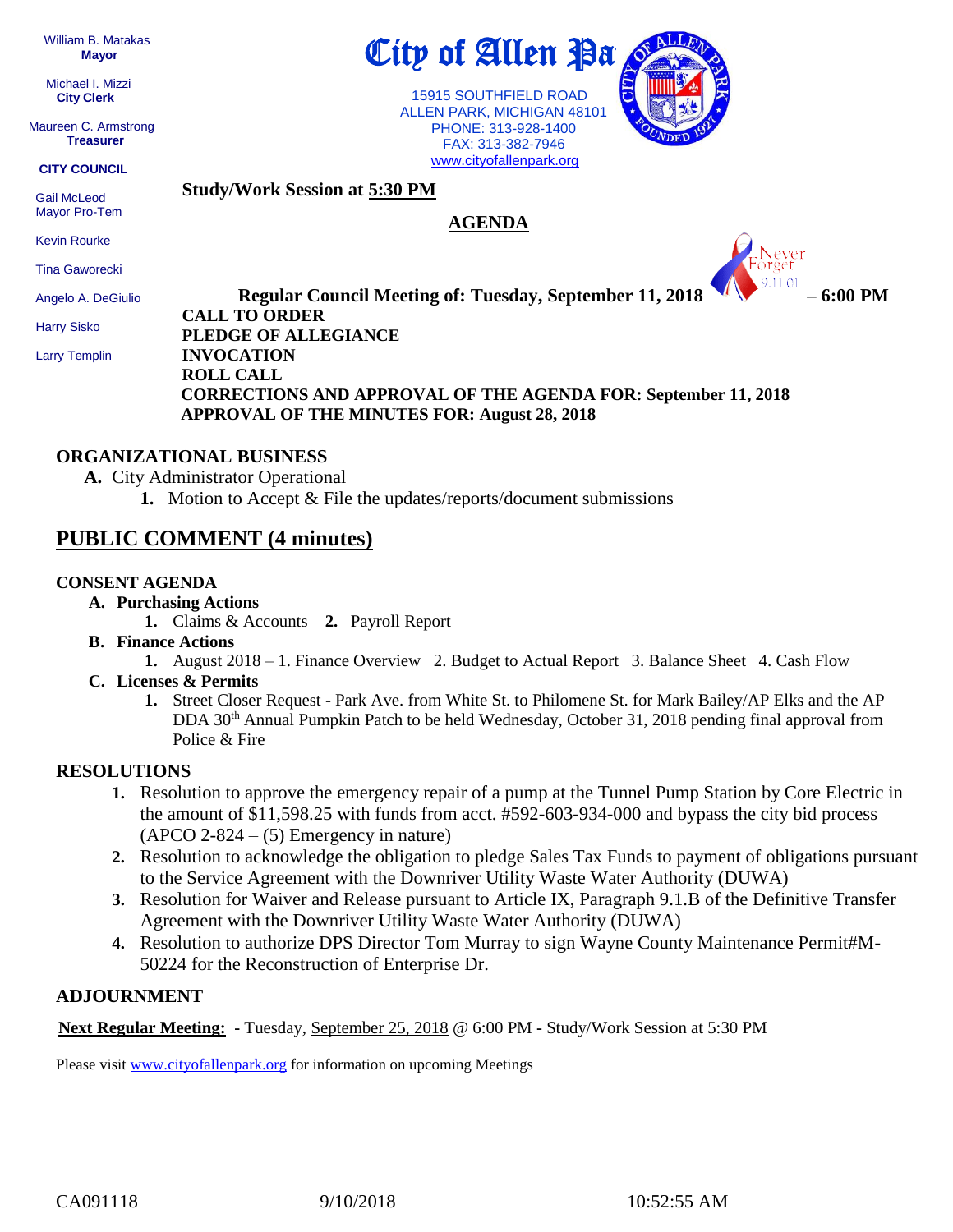William B. Matakas
**Mayor**

Michael I. Mizzi
**City Clerk**

Maureen C. Armstrong
**Treasurer**

**CITY COUNCIL**

Gail McLeod
Mayor Pro-Tem

Kevin Rourke

Tina Gaworecki

Angelo A. DeGiulio

Harry Sisko

Larry Templin

# City of Allen Pa

15915 SOUTHFIELD ROAD
ALLEN PARK, MICHIGAN 48101
PHONE: 313-928-1400
FAX: 313-382-7946
www.cityofallenpark.org

**Study/Work Session at 5:30 PM**

## AGENDA

Never Forget 9.11.01

**Regular Council Meeting of: Tuesday, September 11, 2018 – 6:00 PM**

**CALL TO ORDER**
**PLEDGE OF ALLEGIANCE**
**INVOCATION**
**ROLL CALL**
**CORRECTIONS AND APPROVAL OF THE AGENDA FOR: September 11, 2018**
**APPROVAL OF THE MINUTES FOR: August 28, 2018**

### ORGANIZATIONAL BUSINESS

- **A.** City Administrator Operational
  - **1.** Motion to Accept & File the updates/reports/document submissions

## PUBLIC COMMENT (4 minutes)

### CONSENT AGENDA

- **A. Purchasing Actions**
  - **1.** Claims & Accounts **2.** Payroll Report
- **B. Finance Actions**
  - **1.** August 2018 – 1. Finance Overview 2. Budget to Actual Report 3. Balance Sheet 4. Cash Flow
- **C. Licenses & Permits**
  - **1.** Street Closer Request - Park Ave. from White St. to Philomene St. for Mark Bailey/AP Elks and the AP DDA 30th Annual Pumpkin Patch to be held Wednesday, October 31, 2018 pending final approval from Police & Fire

### RESOLUTIONS

1. Resolution to approve the emergency repair of a pump at the Tunnel Pump Station by Core Electric in the amount of $11,598.25 with funds from acct. #592-603-934-000 and bypass the city bid process (APCO 2-824 – (5) Emergency in nature)
2. Resolution to acknowledge the obligation to pledge Sales Tax Funds to payment of obligations pursuant to the Service Agreement with the Downriver Utility Waste Water Authority (DUWA)
3. Resolution for Waiver and Release pursuant to Article IX, Paragraph 9.1.B of the Definitive Transfer Agreement with the Downriver Utility Waste Water Authority (DUWA)
4. Resolution to authorize DPS Director Tom Murray to sign Wayne County Maintenance Permit#M-50224 for the Reconstruction of Enterprise Dr.

### ADJOURNMENT

**Next Regular Meeting:** - Tuesday, September 25, 2018 @ 6:00 PM - Study/Work Session at 5:30 PM

Please visit www.cityofallenpark.org for information on upcoming Meetings

CA091118 9/10/2018 10:52:55 AM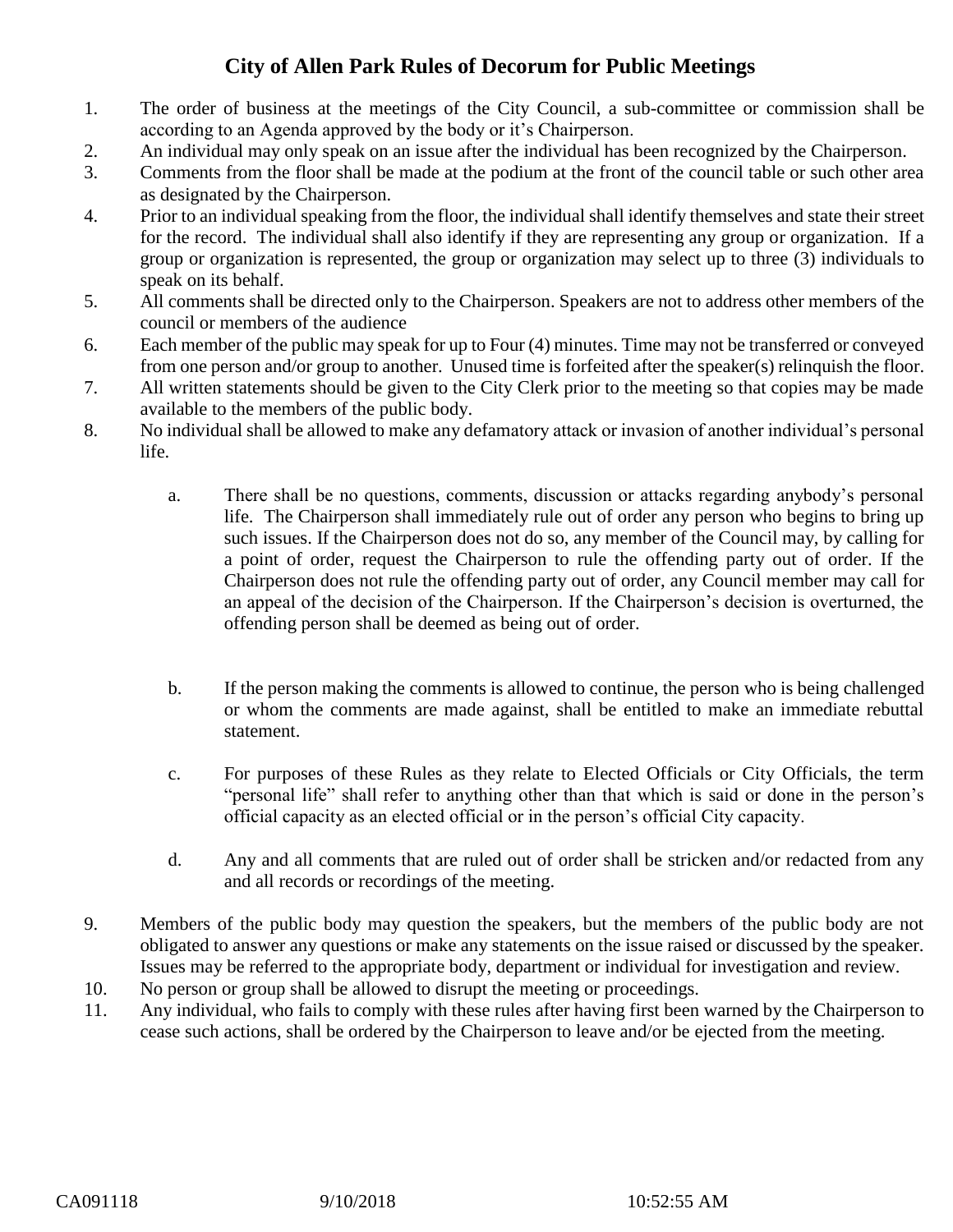# City of Allen Park Rules of Decorum for Public Meetings

1. The order of business at the meetings of the City Council, a sub-committee or commission shall be according to an Agenda approved by the body or it's Chairperson.
2. An individual may only speak on an issue after the individual has been recognized by the Chairperson.
3. Comments from the floor shall be made at the podium at the front of the council table or such other area as designated by the Chairperson.
4. Prior to an individual speaking from the floor, the individual shall identify themselves and state their street for the record. The individual shall also identify if they are representing any group or organization. If a group or organization is represented, the group or organization may select up to three (3) individuals to speak on its behalf.
5. All comments shall be directed only to the Chairperson. Speakers are not to address other members of the council or members of the audience
6. Each member of the public may speak for up to Four (4) minutes. Time may not be transferred or conveyed from one person and/or group to another. Unused time is forfeited after the speaker(s) relinquish the floor.
7. All written statements should be given to the City Clerk prior to the meeting so that copies may be made available to the members of the public body.
8. No individual shall be allowed to make any defamatory attack or invasion of another individual's personal life.

   a. There shall be no questions, comments, discussion or attacks regarding anybody's personal life. The Chairperson shall immediately rule out of order any person who begins to bring up such issues. If the Chairperson does not do so, any member of the Council may, by calling for a point of order, request the Chairperson to rule the offending party out of order. If the Chairperson does not rule the offending party out of order, any Council member may call for an appeal of the decision of the Chairperson. If the Chairperson's decision is overturned, the offending person shall be deemed as being out of order.

   b. If the person making the comments is allowed to continue, the person who is being challenged or whom the comments are made against, shall be entitled to make an immediate rebuttal statement.

   c. For purposes of these Rules as they relate to Elected Officials or City Officials, the term "personal life" shall refer to anything other than that which is said or done in the person's official capacity as an elected official or in the person's official City capacity.

   d. Any and all comments that are ruled out of order shall be stricken and/or redacted from any and all records or recordings of the meeting.

9. Members of the public body may question the speakers, but the members of the public body are not obligated to answer any questions or make any statements on the issue raised or discussed by the speaker. Issues may be referred to the appropriate body, department or individual for investigation and review.
10. No person or group shall be allowed to disrupt the meeting or proceedings.
11. Any individual, who fails to comply with these rules after having first been warned by the Chairperson to cease such actions, shall be ordered by the Chairperson to leave and/or be ejected from the meeting.

CA091118 9/10/2018 10:52:55 AM